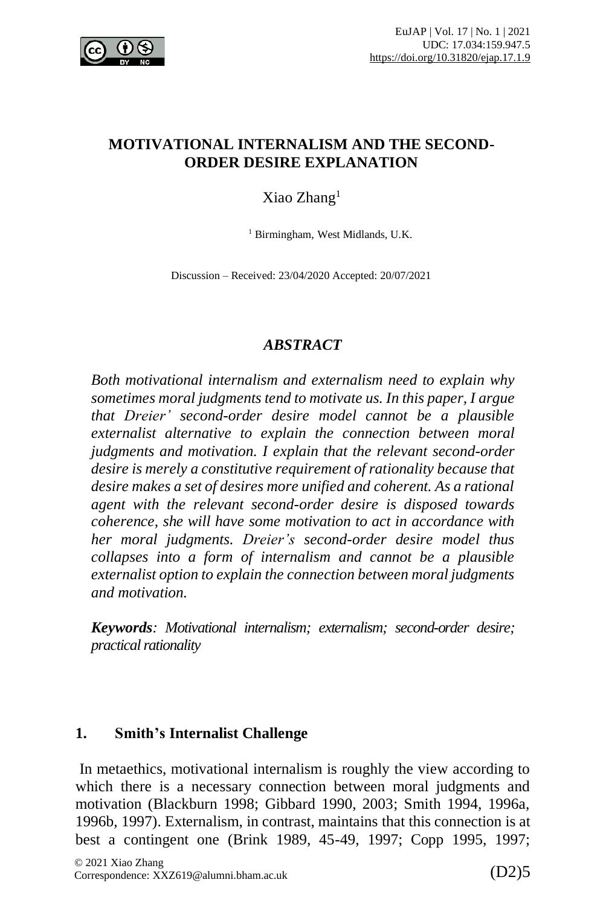# MOTIVATIONAL INTERNALISM AND THE SECOND-ORDER DESIRE EXPLANATION

Xiao Zhang[1]

[1] Birmingham, West Midlands, U.K.

Discussion – Received: 23/04/2020 Accepted: 20/07/2021

## *ABSTRACT*

*Both motivational internalism and externalism need to explain why sometimes moral judgments tend to motivate us. In this paper, I argue that Dreier' second-order desire model cannot be a plausible externalist alternative to explain the connection between moral judgments and motivation. I explain that the relevant second-order desire is merely a constitutive requirement of rationality because that desire makes a set of desires more unified and coherent. As a rational agent with the relevant second-order desire is disposed towards coherence, she will have some motivation to act in accordance with her moral judgments. Dreier's second-order desire model thus collapses into a form of internalism and cannot be a plausible externalist option to explain the connection between moral judgments and motivation.*

***Keywords**: Motivational internalism; externalism; second-order desire; practical rationality*

## 1. Smith's Internalist Challenge

In metaethics, motivational internalism is roughly the view according to which there is a necessary connection between moral judgments and motivation (Blackburn 1998; Gibbard 1990, 2003; Smith 1994, 1996a, 1996b, 1997). Externalism, in contrast, maintains that this connection is at best a contingent one (Brink 1989, 45-49, 1997; Copp 1995, 1997;

© 2021 Xiao Zhang
Correspondence: XXZ619@alumni.bham.ac.uk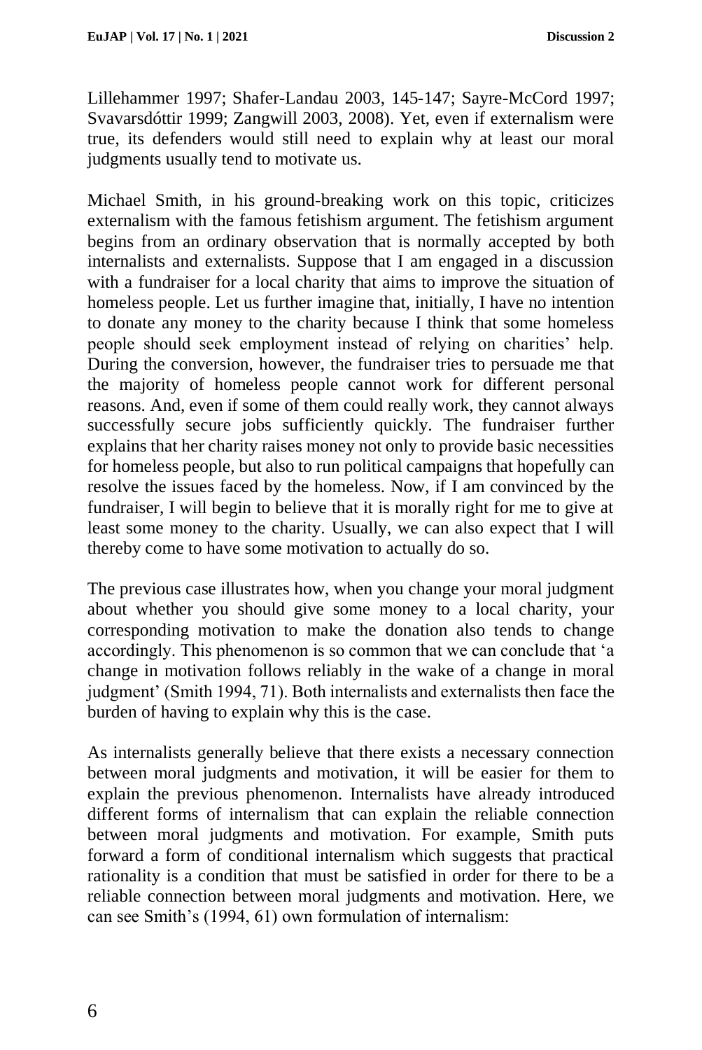Lillehammer 1997; Shafer-Landau 2003, 145-147; Sayre-McCord 1997; Svavarsdóttir 1999; Zangwill 2003, 2008). Yet, even if externalism were true, its defenders would still need to explain why at least our moral judgments usually tend to motivate us.

Michael Smith, in his ground-breaking work on this topic, criticizes externalism with the famous fetishism argument. The fetishism argument begins from an ordinary observation that is normally accepted by both internalists and externalists. Suppose that I am engaged in a discussion with a fundraiser for a local charity that aims to improve the situation of homeless people. Let us further imagine that, initially, I have no intention to donate any money to the charity because I think that some homeless people should seek employment instead of relying on charities' help. During the conversion, however, the fundraiser tries to persuade me that the majority of homeless people cannot work for different personal reasons. And, even if some of them could really work, they cannot always successfully secure jobs sufficiently quickly. The fundraiser further explains that her charity raises money not only to provide basic necessities for homeless people, but also to run political campaigns that hopefully can resolve the issues faced by the homeless. Now, if I am convinced by the fundraiser, I will begin to believe that it is morally right for me to give at least some money to the charity. Usually, we can also expect that I will thereby come to have some motivation to actually do so.

The previous case illustrates how, when you change your moral judgment about whether you should give some money to a local charity, your corresponding motivation to make the donation also tends to change accordingly. This phenomenon is so common that we can conclude that 'a change in motivation follows reliably in the wake of a change in moral judgment' (Smith 1994, 71). Both internalists and externalists then face the burden of having to explain why this is the case.

As internalists generally believe that there exists a necessary connection between moral judgments and motivation, it will be easier for them to explain the previous phenomenon. Internalists have already introduced different forms of internalism that can explain the reliable connection between moral judgments and motivation. For example, Smith puts forward a form of conditional internalism which suggests that practical rationality is a condition that must be satisfied in order for there to be a reliable connection between moral judgments and motivation. Here, we can see Smith's (1994, 61) own formulation of internalism: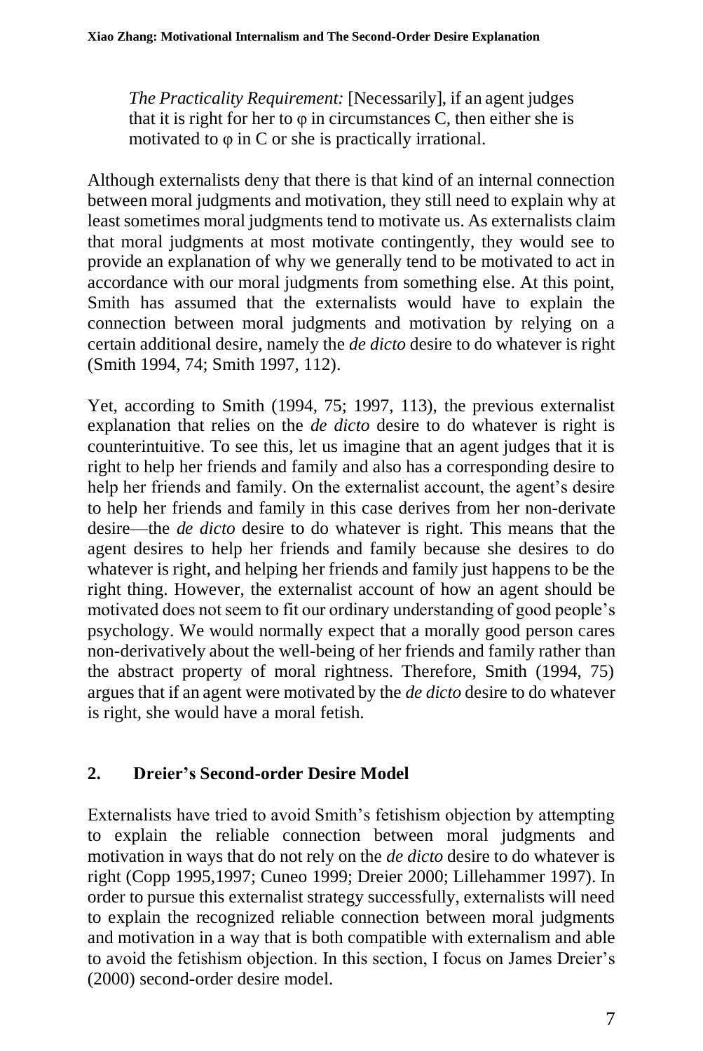*The Practicality Requirement:* [Necessarily], if an agent judges that it is right for her to φ in circumstances C, then either she is motivated to φ in C or she is practically irrational.

Although externalists deny that there is that kind of an internal connection between moral judgments and motivation, they still need to explain why at least sometimes moral judgments tend to motivate us. As externalists claim that moral judgments at most motivate contingently, they would see to provide an explanation of why we generally tend to be motivated to act in accordance with our moral judgments from something else. At this point, Smith has assumed that the externalists would have to explain the connection between moral judgments and motivation by relying on a certain additional desire, namely the *de dicto* desire to do whatever is right (Smith 1994, 74; Smith 1997, 112).

Yet, according to Smith (1994, 75; 1997, 113), the previous externalist explanation that relies on the *de dicto* desire to do whatever is right is counterintuitive. To see this, let us imagine that an agent judges that it is right to help her friends and family and also has a corresponding desire to help her friends and family. On the externalist account, the agent's desire to help her friends and family in this case derives from her non-derivate desire—the *de dicto* desire to do whatever is right. This means that the agent desires to help her friends and family because she desires to do whatever is right, and helping her friends and family just happens to be the right thing. However, the externalist account of how an agent should be motivated does not seem to fit our ordinary understanding of good people's psychology. We would normally expect that a morally good person cares non-derivatively about the well-being of her friends and family rather than the abstract property of moral rightness. Therefore, Smith (1994, 75) argues that if an agent were motivated by the *de dicto* desire to do whatever is right, she would have a moral fetish.

## 2. Dreier's Second-order Desire Model

Externalists have tried to avoid Smith's fetishism objection by attempting to explain the reliable connection between moral judgments and motivation in ways that do not rely on the *de dicto* desire to do whatever is right (Copp 1995,1997; Cuneo 1999; Dreier 2000; Lillehammer 1997). In order to pursue this externalist strategy successfully, externalists will need to explain the recognized reliable connection between moral judgments and motivation in a way that is both compatible with externalism and able to avoid the fetishism objection. In this section, I focus on James Dreier's (2000) second-order desire model.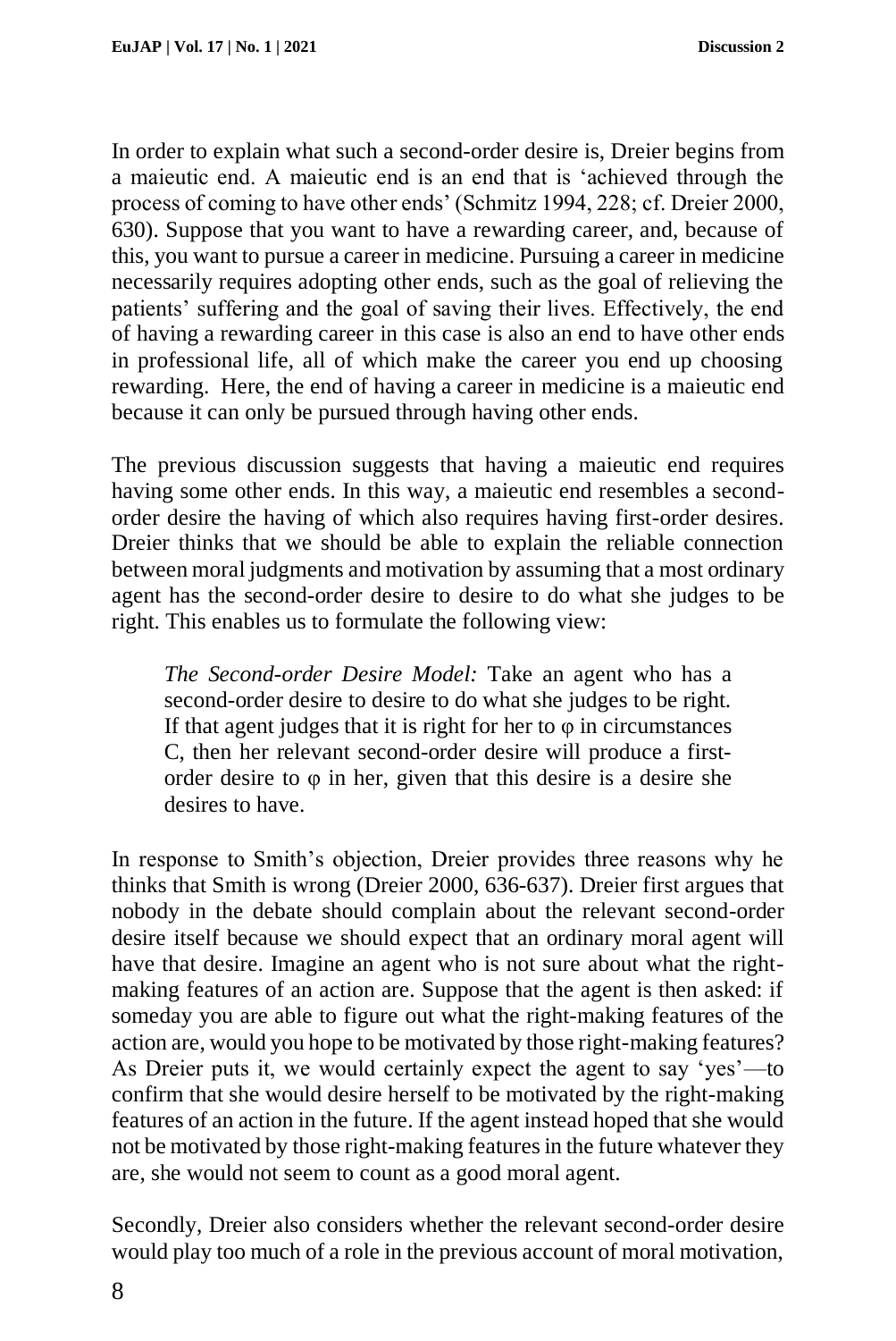In order to explain what such a second-order desire is, Dreier begins from a maieutic end. A maieutic end is an end that is 'achieved through the process of coming to have other ends' (Schmitz 1994, 228; cf. Dreier 2000, 630). Suppose that you want to have a rewarding career, and, because of this, you want to pursue a career in medicine. Pursuing a career in medicine necessarily requires adopting other ends, such as the goal of relieving the patients' suffering and the goal of saving their lives. Effectively, the end of having a rewarding career in this case is also an end to have other ends in professional life, all of which make the career you end up choosing rewarding. Here, the end of having a career in medicine is a maieutic end because it can only be pursued through having other ends.

The previous discussion suggests that having a maieutic end requires having some other ends. In this way, a maieutic end resembles a second-order desire the having of which also requires having first-order desires. Dreier thinks that we should be able to explain the reliable connection between moral judgments and motivation by assuming that a most ordinary agent has the second-order desire to desire to do what she judges to be right. This enables us to formulate the following view:

> *The Second-order Desire Model:* Take an agent who has a second-order desire to desire to do what she judges to be right. If that agent judges that it is right for her to $\varphi$ in circumstances C, then her relevant second-order desire will produce a first-order desire to $\varphi$ in her, given that this desire is a desire she desires to have.

In response to Smith's objection, Dreier provides three reasons why he thinks that Smith is wrong (Dreier 2000, 636-637). Dreier first argues that nobody in the debate should complain about the relevant second-order desire itself because we should expect that an ordinary moral agent will have that desire. Imagine an agent who is not sure about what the right-making features of an action are. Suppose that the agent is then asked: if someday you are able to figure out what the right-making features of the action are, would you hope to be motivated by those right-making features? As Dreier puts it, we would certainly expect the agent to say 'yes'—to confirm that she would desire herself to be motivated by the right-making features of an action in the future. If the agent instead hoped that she would not be motivated by those right-making features in the future whatever they are, she would not seem to count as a good moral agent.

Secondly, Dreier also considers whether the relevant second-order desire would play too much of a role in the previous account of moral motivation,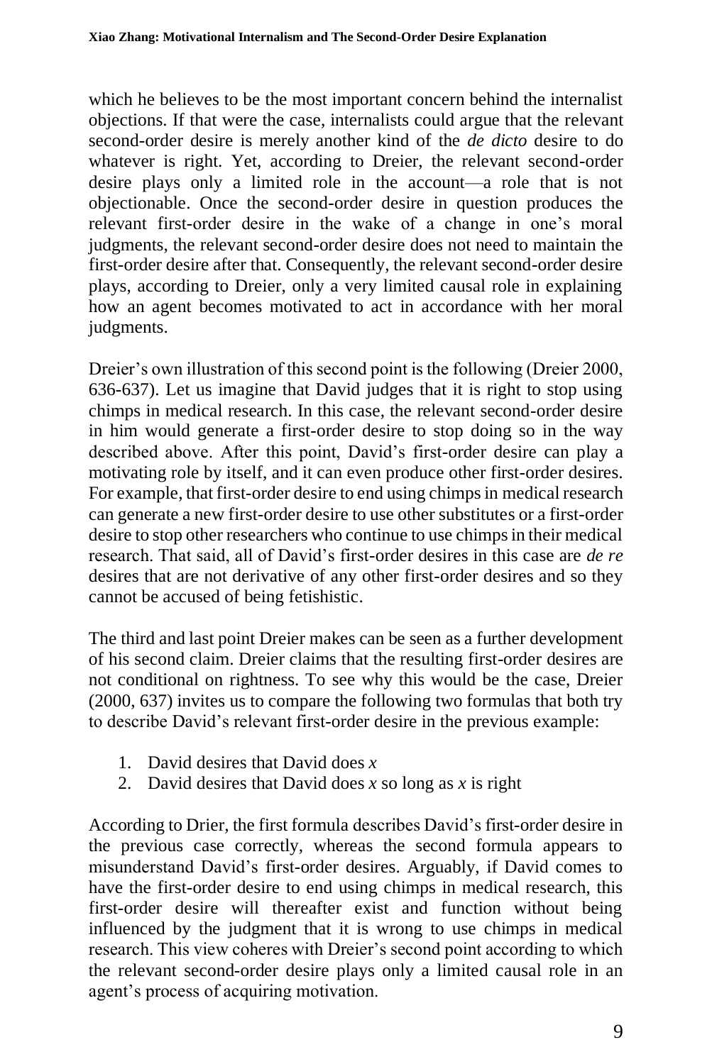which he believes to be the most important concern behind the internalist objections. If that were the case, internalists could argue that the relevant second-order desire is merely another kind of the *de dicto* desire to do whatever is right. Yet, according to Dreier, the relevant second-order desire plays only a limited role in the account—a role that is not objectionable. Once the second-order desire in question produces the relevant first-order desire in the wake of a change in one's moral judgments, the relevant second-order desire does not need to maintain the first-order desire after that. Consequently, the relevant second-order desire plays, according to Dreier, only a very limited causal role in explaining how an agent becomes motivated to act in accordance with her moral judgments.

Dreier's own illustration of this second point is the following (Dreier 2000, 636-637). Let us imagine that David judges that it is right to stop using chimps in medical research. In this case, the relevant second-order desire in him would generate a first-order desire to stop doing so in the way described above. After this point, David's first-order desire can play a motivating role by itself, and it can even produce other first-order desires. For example, that first-order desire to end using chimps in medical research can generate a new first-order desire to use other substitutes or a first-order desire to stop other researchers who continue to use chimps in their medical research. That said, all of David's first-order desires in this case are *de re* desires that are not derivative of any other first-order desires and so they cannot be accused of being fetishistic.

The third and last point Dreier makes can be seen as a further development of his second claim. Dreier claims that the resulting first-order desires are not conditional on rightness. To see why this would be the case, Dreier (2000, 637) invites us to compare the following two formulas that both try to describe David's relevant first-order desire in the previous example:

1. David desires that David does *x*
2. David desires that David does *x* so long as *x* is right

According to Drier, the first formula describes David's first-order desire in the previous case correctly, whereas the second formula appears to misunderstand David's first-order desires. Arguably, if David comes to have the first-order desire to end using chimps in medical research, this first-order desire will thereafter exist and function without being influenced by the judgment that it is wrong to use chimps in medical research. This view coheres with Dreier's second point according to which the relevant second-order desire plays only a limited causal role in an agent's process of acquiring motivation.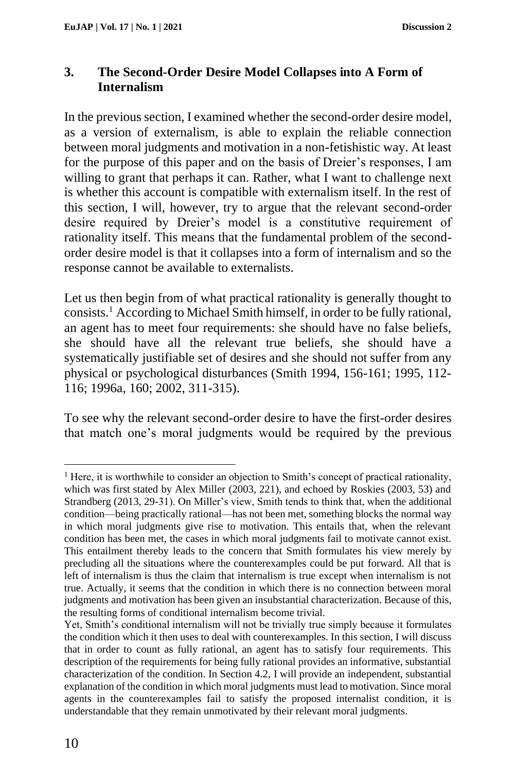## 3. The Second-Order Desire Model Collapses into A Form of Internalism

In the previous section, I examined whether the second-order desire model, as a version of externalism, is able to explain the reliable connection between moral judgments and motivation in a non-fetishistic way. At least for the purpose of this paper and on the basis of Dreier's responses, I am willing to grant that perhaps it can. Rather, what I want to challenge next is whether this account is compatible with externalism itself. In the rest of this section, I will, however, try to argue that the relevant second-order desire required by Dreier's model is a constitutive requirement of rationality itself. This means that the fundamental problem of the second-order desire model is that it collapses into a form of internalism and so the response cannot be available to externalists.

Let us then begin from of what practical rationality is generally thought to consists.[1] According to Michael Smith himself, in order to be fully rational, an agent has to meet four requirements: she should have no false beliefs, she should have all the relevant true beliefs, she should have a systematically justifiable set of desires and she should not suffer from any physical or psychological disturbances (Smith 1994, 156-161; 1995, 112-116; 1996a, 160; 2002, 311-315).

To see why the relevant second-order desire to have the first-order desires that match one's moral judgments would be required by the previous

---

[1] Here, it is worthwhile to consider an objection to Smith's concept of practical rationality, which was first stated by Alex Miller (2003, 221), and echoed by Roskies (2003, 53) and Strandberg (2013, 29-31). On Miller's view, Smith tends to think that, when the additional condition—being practically rational—has not been met, something blocks the normal way in which moral judgments give rise to motivation. This entails that, when the relevant condition has been met, the cases in which moral judgments fail to motivate cannot exist. This entailment thereby leads to the concern that Smith formulates his view merely by precluding all the situations where the counterexamples could be put forward. All that is left of internalism is thus the claim that internalism is true except when internalism is not true. Actually, it seems that the condition in which there is no connection between moral judgments and motivation has been given an insubstantial characterization. Because of this, the resulting forms of conditional internalism become trivial.

Yet, Smith's conditional internalism will not be trivially true simply because it formulates the condition which it then uses to deal with counterexamples. In this section, I will discuss that in order to count as fully rational, an agent has to satisfy four requirements. This description of the requirements for being fully rational provides an informative, substantial characterization of the condition. In Section 4.2, I will provide an independent, substantial explanation of the condition in which moral judgments must lead to motivation. Since moral agents in the counterexamples fail to satisfy the proposed internalist condition, it is understandable that they remain unmotivated by their relevant moral judgments.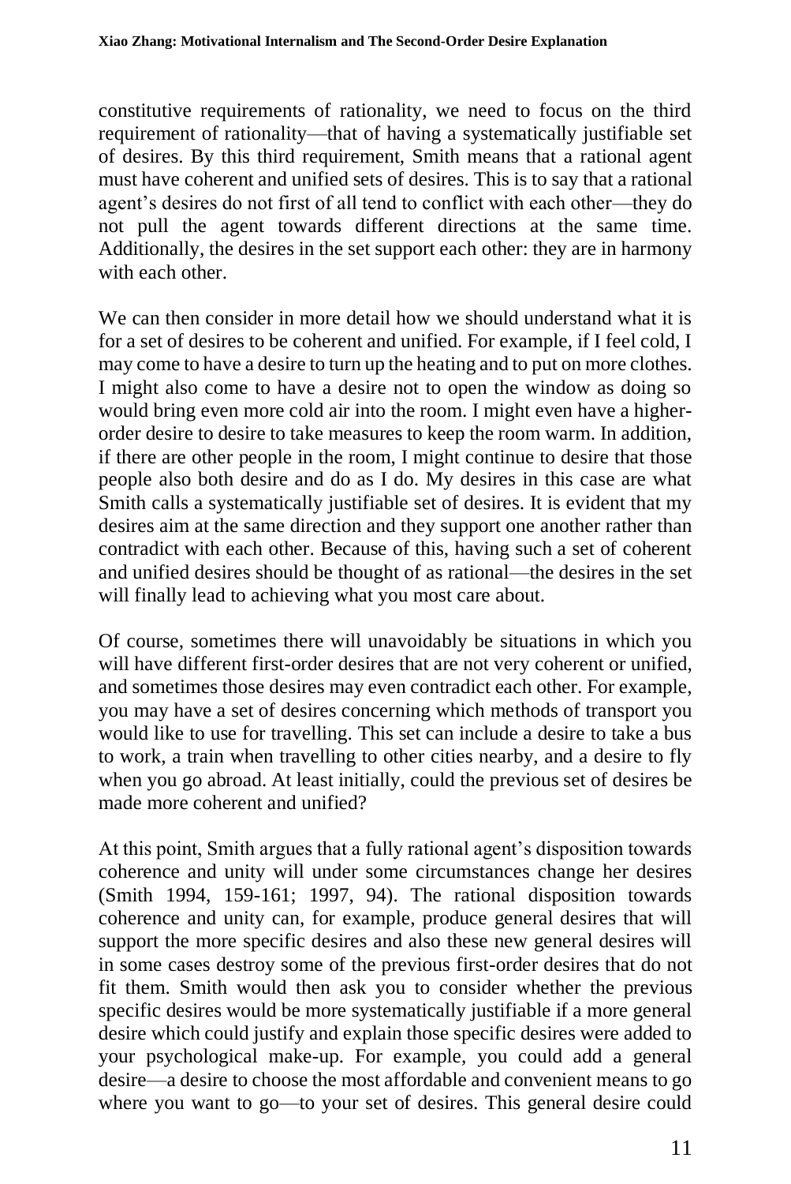constitutive requirements of rationality, we need to focus on the third requirement of rationality—that of having a systematically justifiable set of desires. By this third requirement, Smith means that a rational agent must have coherent and unified sets of desires. This is to say that a rational agent's desires do not first of all tend to conflict with each other—they do not pull the agent towards different directions at the same time. Additionally, the desires in the set support each other: they are in harmony with each other.

We can then consider in more detail how we should understand what it is for a set of desires to be coherent and unified. For example, if I feel cold, I may come to have a desire to turn up the heating and to put on more clothes. I might also come to have a desire not to open the window as doing so would bring even more cold air into the room. I might even have a higher-order desire to desire to take measures to keep the room warm. In addition, if there are other people in the room, I might continue to desire that those people also both desire and do as I do. My desires in this case are what Smith calls a systematically justifiable set of desires. It is evident that my desires aim at the same direction and they support one another rather than contradict with each other. Because of this, having such a set of coherent and unified desires should be thought of as rational—the desires in the set will finally lead to achieving what you most care about.

Of course, sometimes there will unavoidably be situations in which you will have different first-order desires that are not very coherent or unified, and sometimes those desires may even contradict each other. For example, you may have a set of desires concerning which methods of transport you would like to use for travelling. This set can include a desire to take a bus to work, a train when travelling to other cities nearby, and a desire to fly when you go abroad. At least initially, could the previous set of desires be made more coherent and unified?

At this point, Smith argues that a fully rational agent's disposition towards coherence and unity will under some circumstances change her desires (Smith 1994, 159-161; 1997, 94). The rational disposition towards coherence and unity can, for example, produce general desires that will support the more specific desires and also these new general desires will in some cases destroy some of the previous first-order desires that do not fit them. Smith would then ask you to consider whether the previous specific desires would be more systematically justifiable if a more general desire which could justify and explain those specific desires were added to your psychological make-up. For example, you could add a general desire—a desire to choose the most affordable and convenient means to go where you want to go—to your set of desires. This general desire could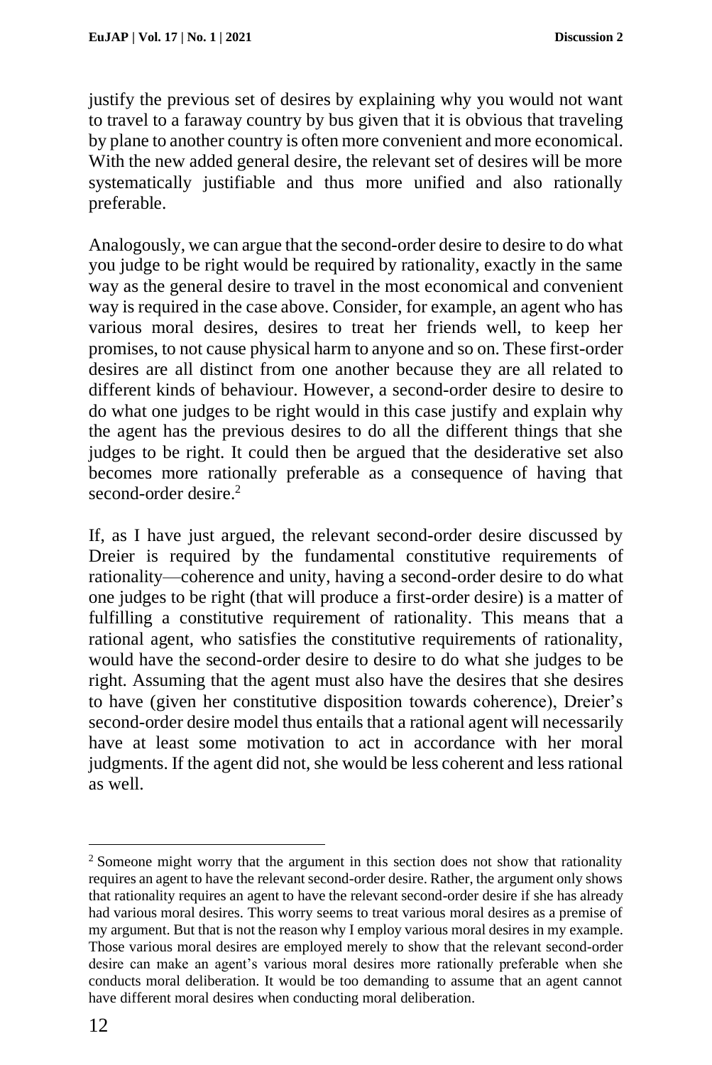justify the previous set of desires by explaining why you would not want to travel to a faraway country by bus given that it is obvious that traveling by plane to another country is often more convenient and more economical. With the new added general desire, the relevant set of desires will be more systematically justifiable and thus more unified and also rationally preferable.

Analogously, we can argue that the second-order desire to desire to do what you judge to be right would be required by rationality, exactly in the same way as the general desire to travel in the most economical and convenient way is required in the case above. Consider, for example, an agent who has various moral desires, desires to treat her friends well, to keep her promises, to not cause physical harm to anyone and so on. These first-order desires are all distinct from one another because they are all related to different kinds of behaviour. However, a second-order desire to desire to do what one judges to be right would in this case justify and explain why the agent has the previous desires to do all the different things that she judges to be right. It could then be argued that the desiderative set also becomes more rationally preferable as a consequence of having that second-order desire.[2]

If, as I have just argued, the relevant second-order desire discussed by Dreier is required by the fundamental constitutive requirements of rationality—coherence and unity, having a second-order desire to do what one judges to be right (that will produce a first-order desire) is a matter of fulfilling a constitutive requirement of rationality. This means that a rational agent, who satisfies the constitutive requirements of rationality, would have the second-order desire to desire to do what she judges to be right. Assuming that the agent must also have the desires that she desires to have (given her constitutive disposition towards coherence), Dreier's second-order desire model thus entails that a rational agent will necessarily have at least some motivation to act in accordance with her moral judgments. If the agent did not, she would be less coherent and less rational as well.

---

[2] Someone might worry that the argument in this section does not show that rationality requires an agent to have the relevant second-order desire. Rather, the argument only shows that rationality requires an agent to have the relevant second-order desire if she has already had various moral desires. This worry seems to treat various moral desires as a premise of my argument. But that is not the reason why I employ various moral desires in my example. Those various moral desires are employed merely to show that the relevant second-order desire can make an agent's various moral desires more rationally preferable when she conducts moral deliberation. It would be too demanding to assume that an agent cannot have different moral desires when conducting moral deliberation.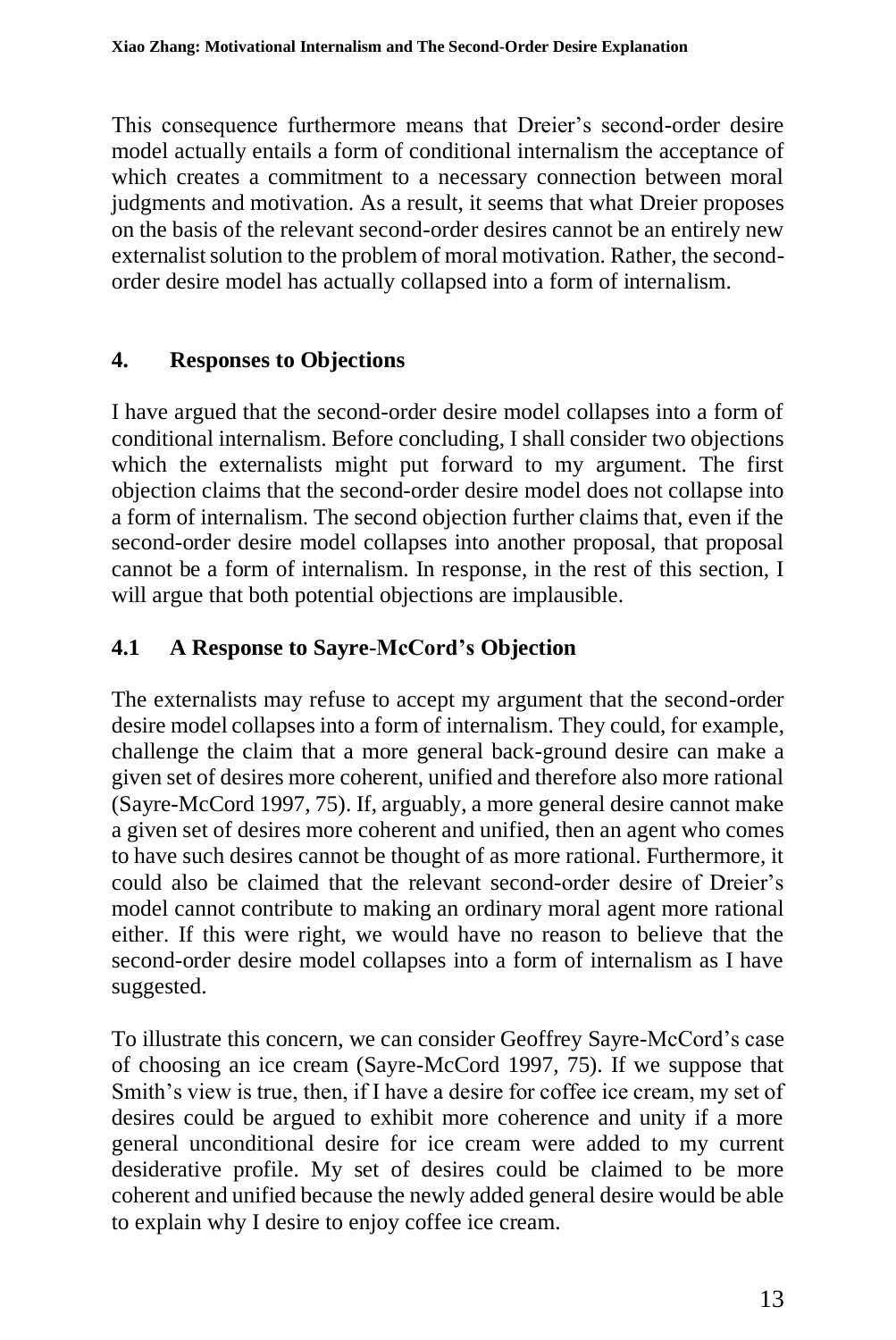This consequence furthermore means that Dreier's second-order desire model actually entails a form of conditional internalism the acceptance of which creates a commitment to a necessary connection between moral judgments and motivation. As a result, it seems that what Dreier proposes on the basis of the relevant second-order desires cannot be an entirely new externalist solution to the problem of moral motivation. Rather, the second-order desire model has actually collapsed into a form of internalism.

## 4. Responses to Objections

I have argued that the second-order desire model collapses into a form of conditional internalism. Before concluding, I shall consider two objections which the externalists might put forward to my argument. The first objection claims that the second-order desire model does not collapse into a form of internalism. The second objection further claims that, even if the second-order desire model collapses into another proposal, that proposal cannot be a form of internalism. In response, in the rest of this section, I will argue that both potential objections are implausible.

### 4.1 A Response to Sayre-McCord's Objection

The externalists may refuse to accept my argument that the second-order desire model collapses into a form of internalism. They could, for example, challenge the claim that a more general back-ground desire can make a given set of desires more coherent, unified and therefore also more rational (Sayre-McCord 1997, 75). If, arguably, a more general desire cannot make a given set of desires more coherent and unified, then an agent who comes to have such desires cannot be thought of as more rational. Furthermore, it could also be claimed that the relevant second-order desire of Dreier's model cannot contribute to making an ordinary moral agent more rational either. If this were right, we would have no reason to believe that the second-order desire model collapses into a form of internalism as I have suggested.

To illustrate this concern, we can consider Geoffrey Sayre-McCord's case of choosing an ice cream (Sayre-McCord 1997, 75). If we suppose that Smith's view is true, then, if I have a desire for coffee ice cream, my set of desires could be argued to exhibit more coherence and unity if a more general unconditional desire for ice cream were added to my current desiderative profile. My set of desires could be claimed to be more coherent and unified because the newly added general desire would be able to explain why I desire to enjoy coffee ice cream.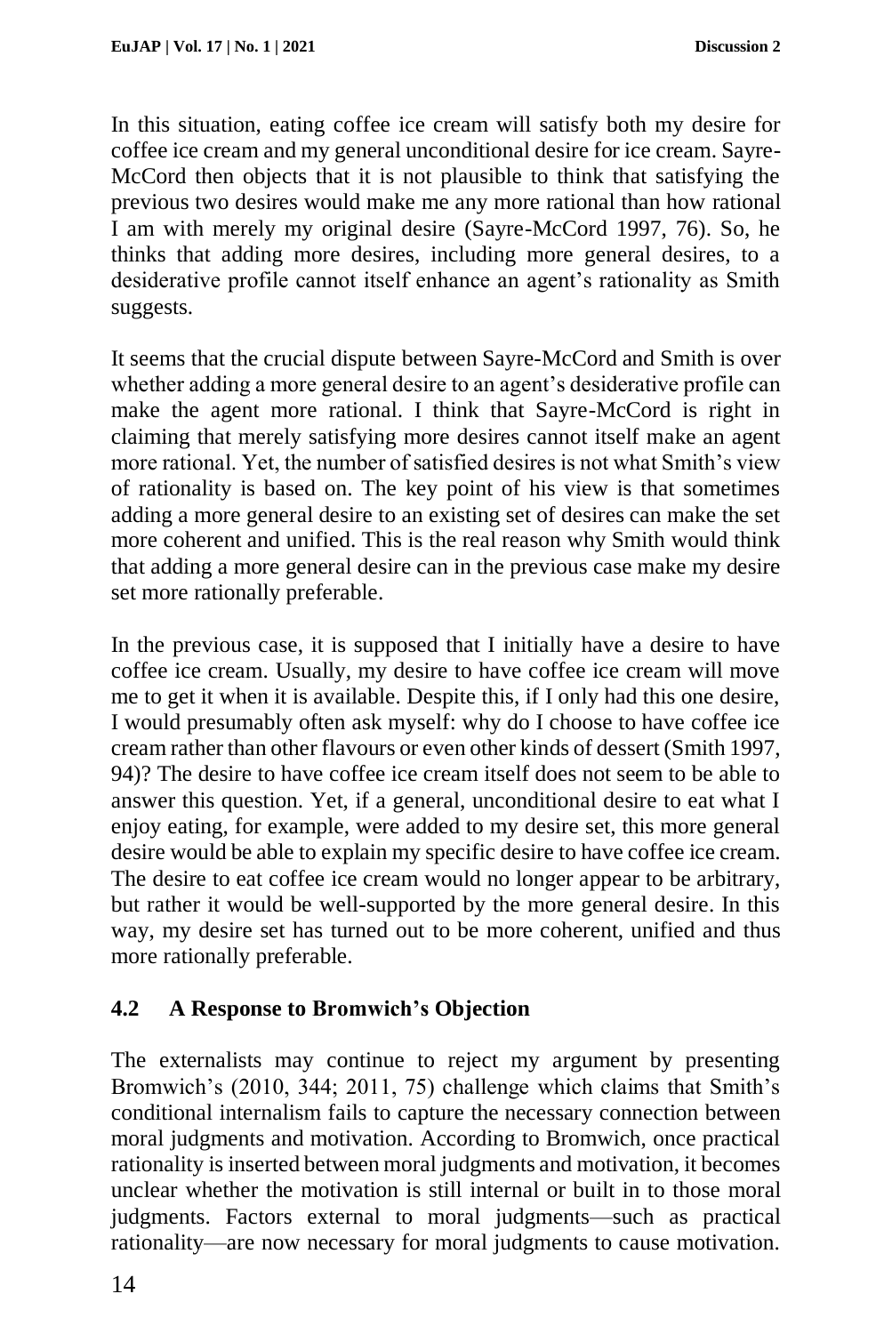In this situation, eating coffee ice cream will satisfy both my desire for coffee ice cream and my general unconditional desire for ice cream. Sayre-McCord then objects that it is not plausible to think that satisfying the previous two desires would make me any more rational than how rational I am with merely my original desire (Sayre-McCord 1997, 76). So, he thinks that adding more desires, including more general desires, to a desiderative profile cannot itself enhance an agent's rationality as Smith suggests.

It seems that the crucial dispute between Sayre-McCord and Smith is over whether adding a more general desire to an agent's desiderative profile can make the agent more rational. I think that Sayre-McCord is right in claiming that merely satisfying more desires cannot itself make an agent more rational. Yet, the number of satisfied desires is not what Smith's view of rationality is based on. The key point of his view is that sometimes adding a more general desire to an existing set of desires can make the set more coherent and unified. This is the real reason why Smith would think that adding a more general desire can in the previous case make my desire set more rationally preferable.

In the previous case, it is supposed that I initially have a desire to have coffee ice cream. Usually, my desire to have coffee ice cream will move me to get it when it is available. Despite this, if I only had this one desire, I would presumably often ask myself: why do I choose to have coffee ice cream rather than other flavours or even other kinds of dessert (Smith 1997, 94)? The desire to have coffee ice cream itself does not seem to be able to answer this question. Yet, if a general, unconditional desire to eat what I enjoy eating, for example, were added to my desire set, this more general desire would be able to explain my specific desire to have coffee ice cream. The desire to eat coffee ice cream would no longer appear to be arbitrary, but rather it would be well-supported by the more general desire. In this way, my desire set has turned out to be more coherent, unified and thus more rationally preferable.

### 4.2 A Response to Bromwich's Objection

The externalists may continue to reject my argument by presenting Bromwich's (2010, 344; 2011, 75) challenge which claims that Smith's conditional internalism fails to capture the necessary connection between moral judgments and motivation. According to Bromwich, once practical rationality is inserted between moral judgments and motivation, it becomes unclear whether the motivation is still internal or built in to those moral judgments. Factors external to moral judgments—such as practical rationality—are now necessary for moral judgments to cause motivation.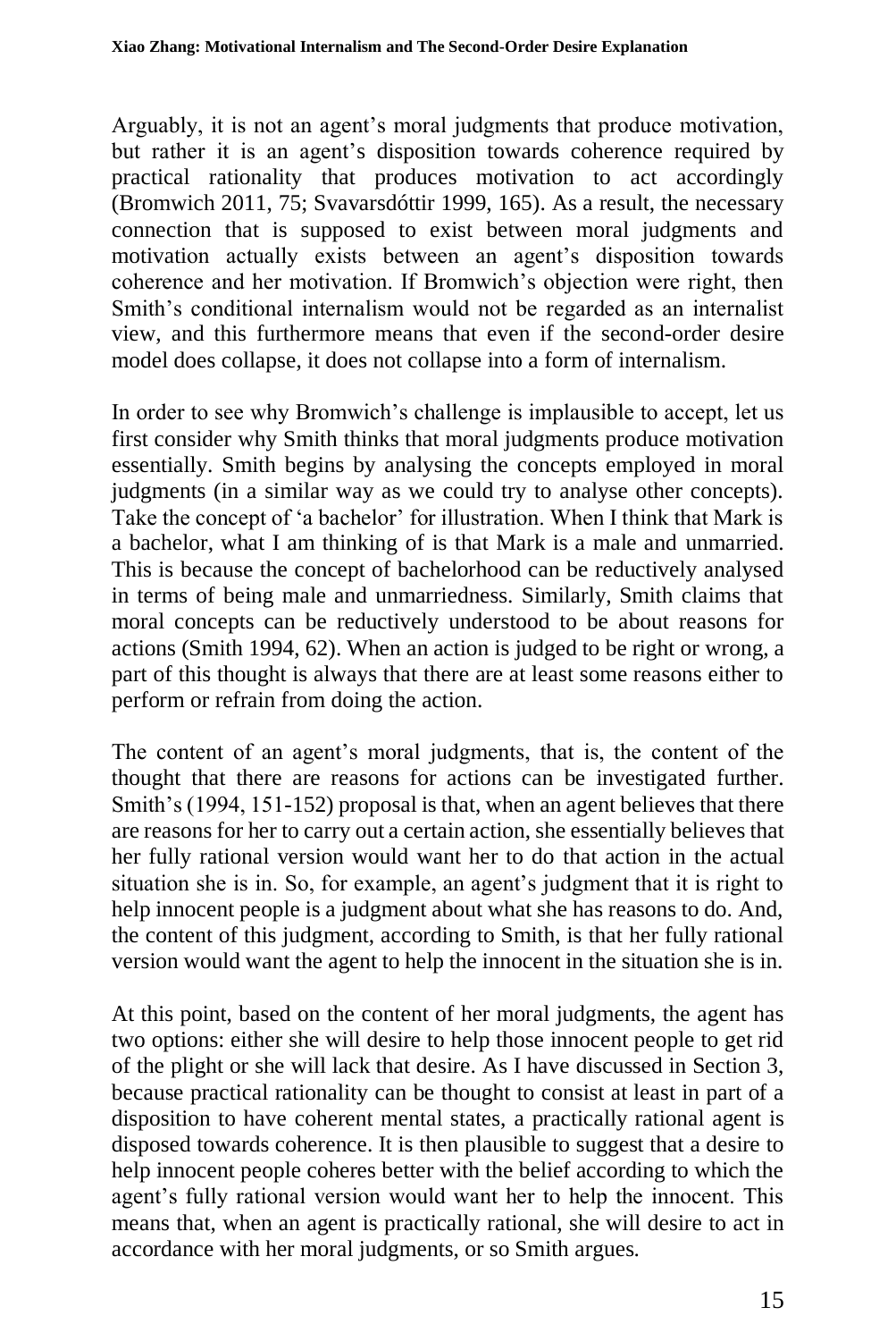Arguably, it is not an agent's moral judgments that produce motivation, but rather it is an agent's disposition towards coherence required by practical rationality that produces motivation to act accordingly (Bromwich 2011, 75; Svavarsdóttir 1999, 165). As a result, the necessary connection that is supposed to exist between moral judgments and motivation actually exists between an agent's disposition towards coherence and her motivation. If Bromwich's objection were right, then Smith's conditional internalism would not be regarded as an internalist view, and this furthermore means that even if the second-order desire model does collapse, it does not collapse into a form of internalism.

In order to see why Bromwich's challenge is implausible to accept, let us first consider why Smith thinks that moral judgments produce motivation essentially. Smith begins by analysing the concepts employed in moral judgments (in a similar way as we could try to analyse other concepts). Take the concept of 'a bachelor' for illustration. When I think that Mark is a bachelor, what I am thinking of is that Mark is a male and unmarried. This is because the concept of bachelorhood can be reductively analysed in terms of being male and unmarriedness. Similarly, Smith claims that moral concepts can be reductively understood to be about reasons for actions (Smith 1994, 62). When an action is judged to be right or wrong, a part of this thought is always that there are at least some reasons either to perform or refrain from doing the action.

The content of an agent's moral judgments, that is, the content of the thought that there are reasons for actions can be investigated further. Smith's (1994, 151-152) proposal is that, when an agent believes that there are reasons for her to carry out a certain action, she essentially believes that her fully rational version would want her to do that action in the actual situation she is in. So, for example, an agent's judgment that it is right to help innocent people is a judgment about what she has reasons to do. And, the content of this judgment, according to Smith, is that her fully rational version would want the agent to help the innocent in the situation she is in.

At this point, based on the content of her moral judgments, the agent has two options: either she will desire to help those innocent people to get rid of the plight or she will lack that desire. As I have discussed in Section 3, because practical rationality can be thought to consist at least in part of a disposition to have coherent mental states, a practically rational agent is disposed towards coherence. It is then plausible to suggest that a desire to help innocent people coheres better with the belief according to which the agent's fully rational version would want her to help the innocent. This means that, when an agent is practically rational, she will desire to act in accordance with her moral judgments, or so Smith argues.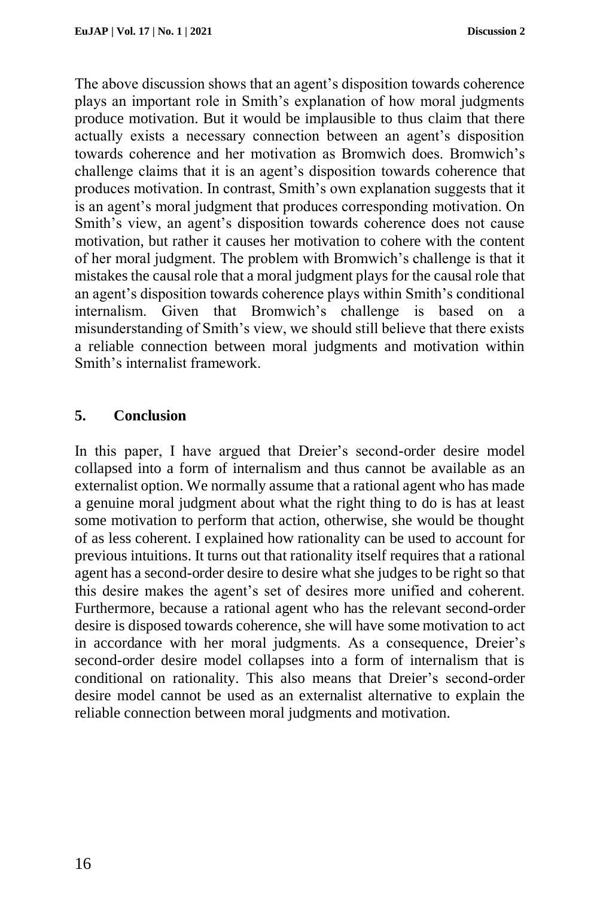The above discussion shows that an agent's disposition towards coherence plays an important role in Smith's explanation of how moral judgments produce motivation. But it would be implausible to thus claim that there actually exists a necessary connection between an agent's disposition towards coherence and her motivation as Bromwich does. Bromwich's challenge claims that it is an agent's disposition towards coherence that produces motivation. In contrast, Smith's own explanation suggests that it is an agent's moral judgment that produces corresponding motivation. On Smith's view, an agent's disposition towards coherence does not cause motivation, but rather it causes her motivation to cohere with the content of her moral judgment. The problem with Bromwich's challenge is that it mistakes the causal role that a moral judgment plays for the causal role that an agent's disposition towards coherence plays within Smith's conditional internalism. Given that Bromwich's challenge is based on a misunderstanding of Smith's view, we should still believe that there exists a reliable connection between moral judgments and motivation within Smith's internalist framework.

## 5. Conclusion

In this paper, I have argued that Dreier's second-order desire model collapsed into a form of internalism and thus cannot be available as an externalist option. We normally assume that a rational agent who has made a genuine moral judgment about what the right thing to do is has at least some motivation to perform that action, otherwise, she would be thought of as less coherent. I explained how rationality can be used to account for previous intuitions. It turns out that rationality itself requires that a rational agent has a second-order desire to desire what she judges to be right so that this desire makes the agent's set of desires more unified and coherent. Furthermore, because a rational agent who has the relevant second-order desire is disposed towards coherence, she will have some motivation to act in accordance with her moral judgments. As a consequence, Dreier's second-order desire model collapses into a form of internalism that is conditional on rationality. This also means that Dreier's second-order desire model cannot be used as an externalist alternative to explain the reliable connection between moral judgments and motivation.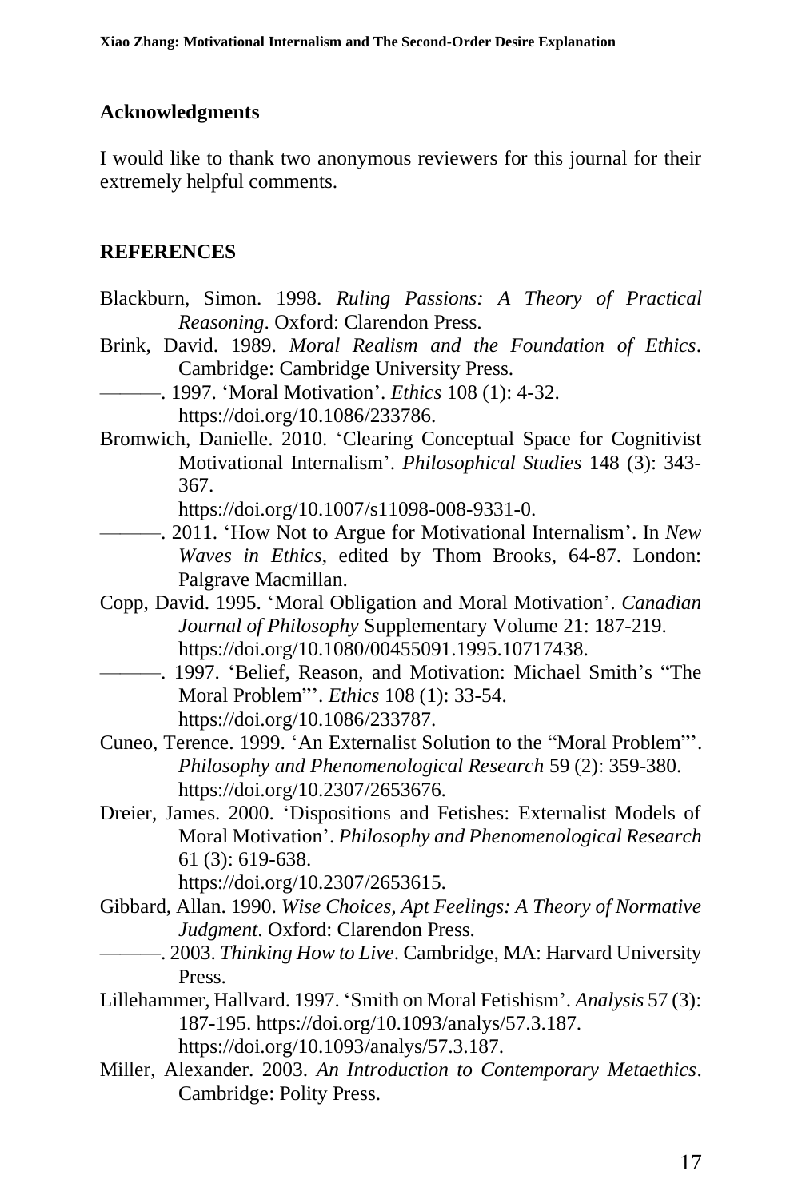## Acknowledgments

I would like to thank two anonymous reviewers for this journal for their extremely helpful comments.

## REFERENCES

Blackburn, Simon. 1998. *Ruling Passions: A Theory of Practical Reasoning*. Oxford: Clarendon Press.

Brink, David. 1989. *Moral Realism and the Foundation of Ethics*. Cambridge: Cambridge University Press.

———. 1997. 'Moral Motivation'. *Ethics* 108 (1): 4-32. https://doi.org/10.1086/233786.

Bromwich, Danielle. 2010. 'Clearing Conceptual Space for Cognitivist Motivational Internalism'. *Philosophical Studies* 148 (3): 343-367. https://doi.org/10.1007/s11098-008-9331-0.

———. 2011. 'How Not to Argue for Motivational Internalism'. In *New Waves in Ethics*, edited by Thom Brooks, 64-87. London: Palgrave Macmillan.

Copp, David. 1995. 'Moral Obligation and Moral Motivation'. *Canadian Journal of Philosophy* Supplementary Volume 21: 187-219. https://doi.org/10.1080/00455091.1995.10717438.

———. 1997. 'Belief, Reason, and Motivation: Michael Smith's "The Moral Problem"'. *Ethics* 108 (1): 33-54. https://doi.org/10.1086/233787.

Cuneo, Terence. 1999. 'An Externalist Solution to the "Moral Problem"'. *Philosophy and Phenomenological Research* 59 (2): 359-380. https://doi.org/10.2307/2653676.

Dreier, James. 2000. 'Dispositions and Fetishes: Externalist Models of Moral Motivation'. *Philosophy and Phenomenological Research* 61 (3): 619-638. https://doi.org/10.2307/2653615.

Gibbard, Allan. 1990. *Wise Choices, Apt Feelings: A Theory of Normative Judgment*. Oxford: Clarendon Press.

———. 2003. *Thinking How to Live*. Cambridge, MA: Harvard University Press.

Lillehammer, Hallvard. 1997. 'Smith on Moral Fetishism'. *Analysis* 57 (3): 187-195. https://doi.org/10.1093/analys/57.3.187. https://doi.org/10.1093/analys/57.3.187.

Miller, Alexander. 2003. *An Introduction to Contemporary Metaethics*. Cambridge: Polity Press.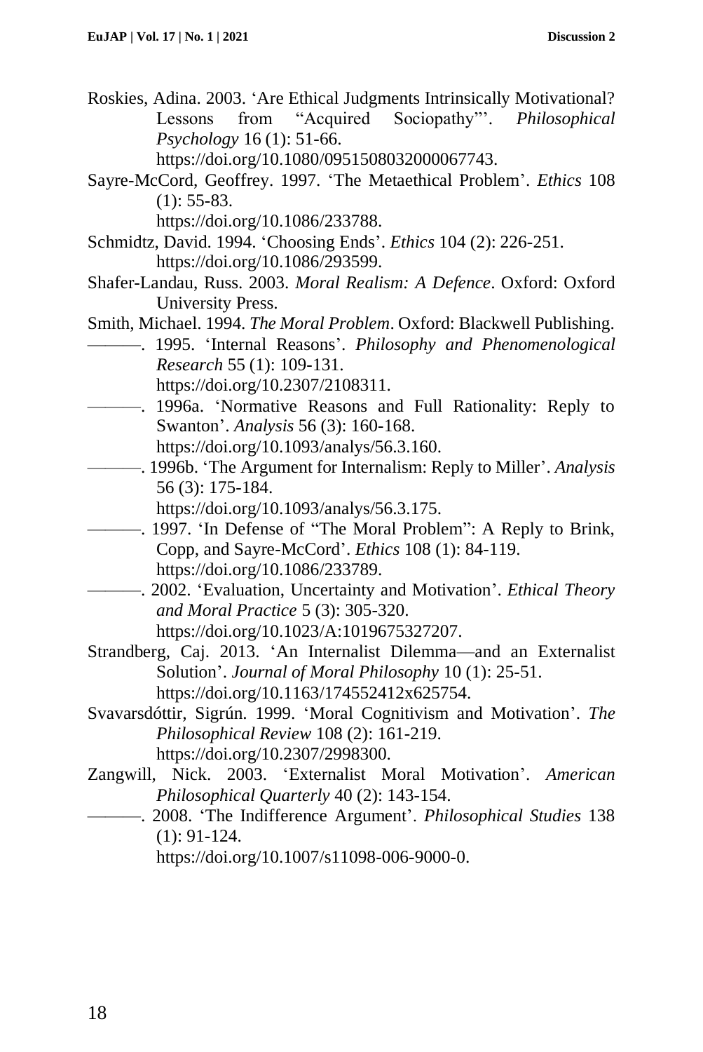Roskies, Adina. 2003. 'Are Ethical Judgments Intrinsically Motivational? Lessons from "Acquired Sociopathy"'. *Philosophical Psychology* 16 (1): 51-66. https://doi.org/10.1080/0951508032000067743.

Sayre-McCord, Geoffrey. 1997. 'The Metaethical Problem'. *Ethics* 108 (1): 55-83. https://doi.org/10.1086/233788.

Schmidtz, David. 1994. 'Choosing Ends'. *Ethics* 104 (2): 226-251. https://doi.org/10.1086/293599.

Shafer-Landau, Russ. 2003. *Moral Realism: A Defence*. Oxford: Oxford University Press.

Smith, Michael. 1994. *The Moral Problem*. Oxford: Blackwell Publishing.

———. 1995. 'Internal Reasons'. *Philosophy and Phenomenological Research* 55 (1): 109-131. https://doi.org/10.2307/2108311.

———. 1996a. 'Normative Reasons and Full Rationality: Reply to Swanton'. *Analysis* 56 (3): 160-168. https://doi.org/10.1093/analys/56.3.160.

———. 1996b. 'The Argument for Internalism: Reply to Miller'. *Analysis* 56 (3): 175-184. https://doi.org/10.1093/analys/56.3.175.

———. 1997. 'In Defense of "The Moral Problem": A Reply to Brink, Copp, and Sayre-McCord'. *Ethics* 108 (1): 84-119. https://doi.org/10.1086/233789.

———. 2002. 'Evaluation, Uncertainty and Motivation'. *Ethical Theory and Moral Practice* 5 (3): 305-320. https://doi.org/10.1023/A:1019675327207.

Strandberg, Caj. 2013. 'An Internalist Dilemma—and an Externalist Solution'. *Journal of Moral Philosophy* 10 (1): 25-51. https://doi.org/10.1163/174552412x625754.

Svavarsdóttir, Sigrún. 1999. 'Moral Cognitivism and Motivation'. *The Philosophical Review* 108 (2): 161-219. https://doi.org/10.2307/2998300.

Zangwill, Nick. 2003. 'Externalist Moral Motivation'. *American Philosophical Quarterly* 40 (2): 143-154.

———. 2008. 'The Indifference Argument'. *Philosophical Studies* 138 (1): 91-124. https://doi.org/10.1007/s11098-006-9000-0.